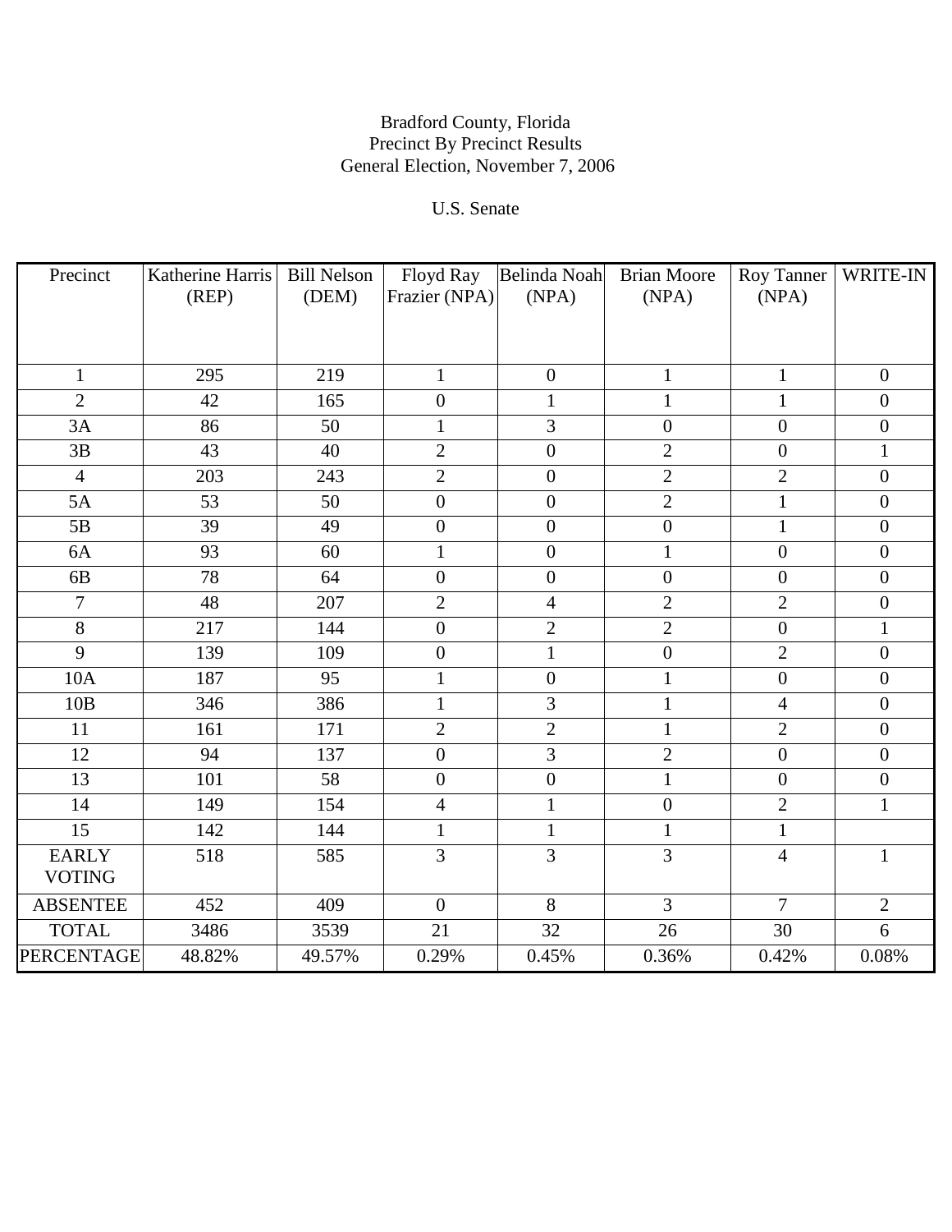Bradford County, Florida
Precinct By Precinct Results
General Election, November 7, 2006

U.S. Senate

| Precinct | Katherine Harris (REP) | Bill Nelson (DEM) | Floyd Ray Frazier (NPA) | Belinda Noah (NPA) | Brian Moore (NPA) | Roy Tanner (NPA) | WRITE-IN |
|---|---|---|---|---|---|---|---|
| 1 | 295 | 219 | 1 | 0 | 1 | 1 | 0 |
| 2 | 42 | 165 | 0 | 1 | 1 | 1 | 0 |
| 3A | 86 | 50 | 1 | 3 | 0 | 0 | 0 |
| 3B | 43 | 40 | 2 | 0 | 2 | 0 | 1 |
| 4 | 203 | 243 | 2 | 0 | 2 | 2 | 0 |
| 5A | 53 | 50 | 0 | 0 | 2 | 1 | 0 |
| 5B | 39 | 49 | 0 | 0 | 0 | 1 | 0 |
| 6A | 93 | 60 | 1 | 0 | 1 | 0 | 0 |
| 6B | 78 | 64 | 0 | 0 | 0 | 0 | 0 |
| 7 | 48 | 207 | 2 | 4 | 2 | 2 | 0 |
| 8 | 217 | 144 | 0 | 2 | 2 | 0 | 1 |
| 9 | 139 | 109 | 0 | 1 | 0 | 2 | 0 |
| 10A | 187 | 95 | 1 | 0 | 1 | 0 | 0 |
| 10B | 346 | 386 | 1 | 3 | 1 | 4 | 0 |
| 11 | 161 | 171 | 2 | 2 | 1 | 2 | 0 |
| 12 | 94 | 137 | 0 | 3 | 2 | 0 | 0 |
| 13 | 101 | 58 | 0 | 0 | 1 | 0 | 0 |
| 14 | 149 | 154 | 4 | 1 | 0 | 2 | 1 |
| 15 | 142 | 144 | 1 | 1 | 1 | 1 | |
| EARLY VOTING | 518 | 585 | 3 | 3 | 3 | 4 | 1 |
| ABSENTEE | 452 | 409 | 0 | 8 | 3 | 7 | 2 |
| TOTAL | 3486 | 3539 | 21 | 32 | 26 | 30 | 6 |
| PERCENTAGE | 48.82% | 49.57% | 0.29% | 0.45% | 0.36% | 0.42% | 0.08% |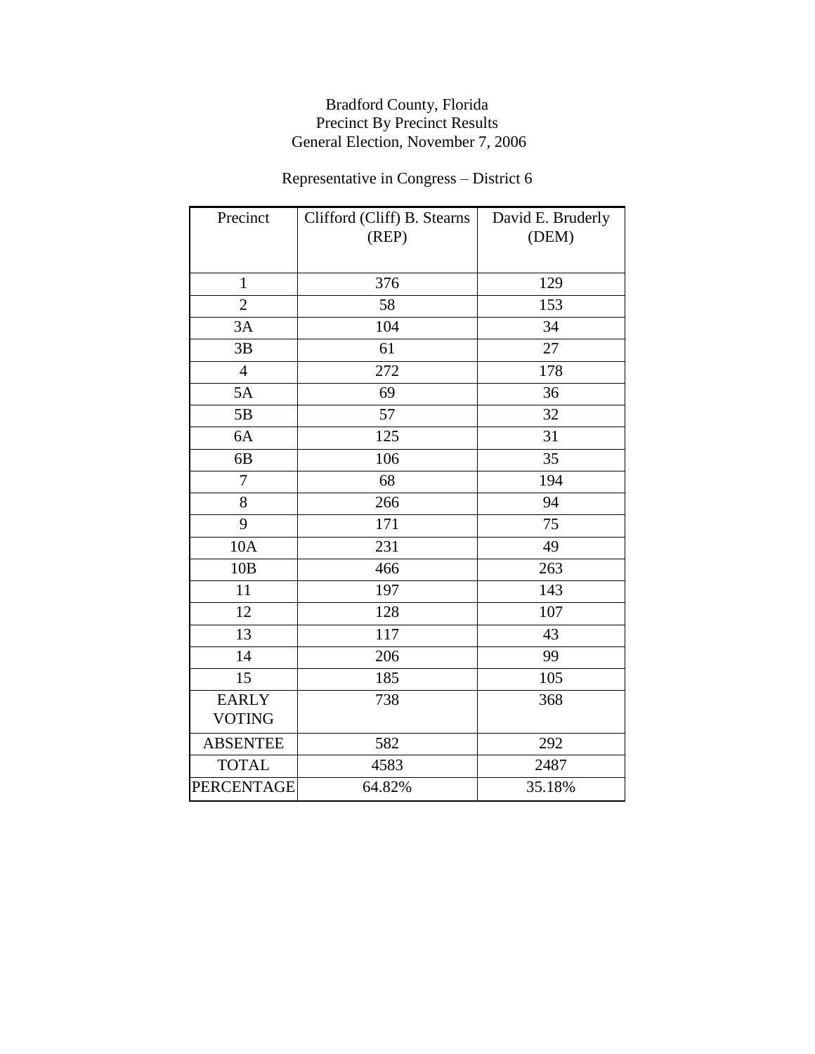Bradford County, Florida
Precinct By Precinct Results
General Election, November 7, 2006

Representative in Congress – District 6

| Precinct | Clifford (Cliff) B. Stearns (REP) | David E. Bruderly (DEM) |
|---|---|---|
| 1 | 376 | 129 |
| 2 | 58 | 153 |
| 3A | 104 | 34 |
| 3B | 61 | 27 |
| 4 | 272 | 178 |
| 5A | 69 | 36 |
| 5B | 57 | 32 |
| 6A | 125 | 31 |
| 6B | 106 | 35 |
| 7 | 68 | 194 |
| 8 | 266 | 94 |
| 9 | 171 | 75 |
| 10A | 231 | 49 |
| 10B | 466 | 263 |
| 11 | 197 | 143 |
| 12 | 128 | 107 |
| 13 | 117 | 43 |
| 14 | 206 | 99 |
| 15 | 185 | 105 |
| EARLY VOTING | 738 | 368 |
| ABSENTEE | 582 | 292 |
| TOTAL | 4583 | 2487 |
| PERCENTAGE | 64.82% | 35.18% |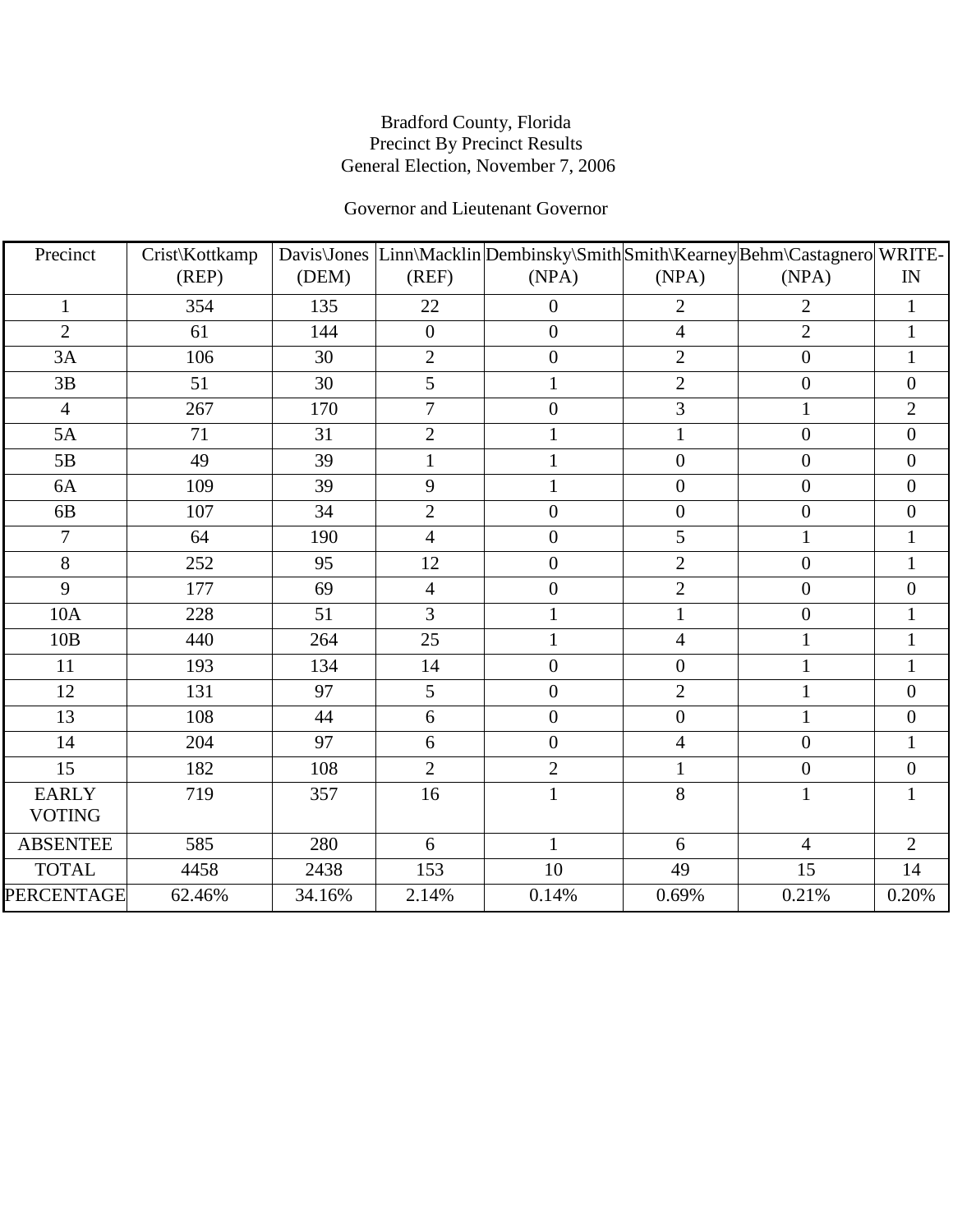Bradford County, Florida
Precinct By Precinct Results
General Election, November 7, 2006

Governor and Lieutenant Governor

| Precinct | Crist\Kottkamp (REP) | Davis\Jones (DEM) | Linn\Macklin (REF) | Dembinsky\Smith (NPA) | Smith\Kearney (NPA) | Behm\Castagnero (NPA) | WRITE-IN |
|---|---|---|---|---|---|---|---|
| 1 | 354 | 135 | 22 | 0 | 2 | 2 | 1 |
| 2 | 61 | 144 | 0 | 0 | 4 | 2 | 1 |
| 3A | 106 | 30 | 2 | 0 | 2 | 0 | 1 |
| 3B | 51 | 30 | 5 | 1 | 2 | 0 | 0 |
| 4 | 267 | 170 | 7 | 0 | 3 | 1 | 2 |
| 5A | 71 | 31 | 2 | 1 | 1 | 0 | 0 |
| 5B | 49 | 39 | 1 | 1 | 0 | 0 | 0 |
| 6A | 109 | 39 | 9 | 1 | 0 | 0 | 0 |
| 6B | 107 | 34 | 2 | 0 | 0 | 0 | 0 |
| 7 | 64 | 190 | 4 | 0 | 5 | 1 | 1 |
| 8 | 252 | 95 | 12 | 0 | 2 | 0 | 1 |
| 9 | 177 | 69 | 4 | 0 | 2 | 0 | 0 |
| 10A | 228 | 51 | 3 | 1 | 1 | 0 | 1 |
| 10B | 440 | 264 | 25 | 1 | 4 | 1 | 1 |
| 11 | 193 | 134 | 14 | 0 | 0 | 1 | 1 |
| 12 | 131 | 97 | 5 | 0 | 2 | 1 | 0 |
| 13 | 108 | 44 | 6 | 0 | 0 | 1 | 0 |
| 14 | 204 | 97 | 6 | 0 | 4 | 0 | 1 |
| 15 | 182 | 108 | 2 | 2 | 1 | 0 | 0 |
| EARLY VOTING | 719 | 357 | 16 | 1 | 8 | 1 | 1 |
| ABSENTEE | 585 | 280 | 6 | 1 | 6 | 4 | 2 |
| TOTAL | 4458 | 2438 | 153 | 10 | 49 | 15 | 14 |
| PERCENTAGE | 62.46% | 34.16% | 2.14% | 0.14% | 0.69% | 0.21% | 0.20% |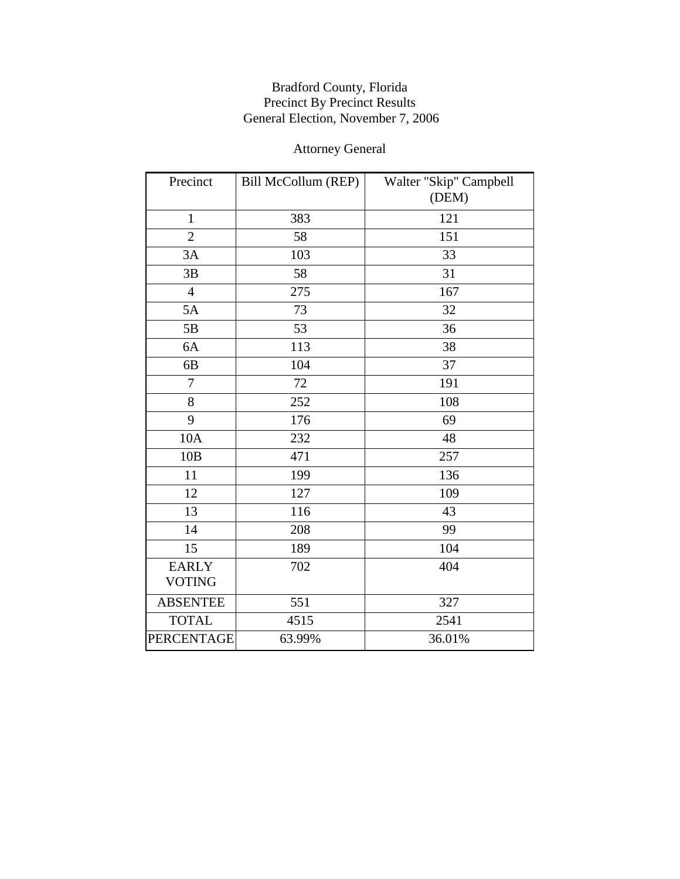Bradford County, Florida
Precinct By Precinct Results
General Election, November 7, 2006

Attorney General

| Precinct | Bill McCollum (REP) | Walter "Skip" Campbell (DEM) |
|---|---|---|
| 1 | 383 | 121 |
| 2 | 58 | 151 |
| 3A | 103 | 33 |
| 3B | 58 | 31 |
| 4 | 275 | 167 |
| 5A | 73 | 32 |
| 5B | 53 | 36 |
| 6A | 113 | 38 |
| 6B | 104 | 37 |
| 7 | 72 | 191 |
| 8 | 252 | 108 |
| 9 | 176 | 69 |
| 10A | 232 | 48 |
| 10B | 471 | 257 |
| 11 | 199 | 136 |
| 12 | 127 | 109 |
| 13 | 116 | 43 |
| 14 | 208 | 99 |
| 15 | 189 | 104 |
| EARLY VOTING | 702 | 404 |
| ABSENTEE | 551 | 327 |
| TOTAL | 4515 | 2541 |
| PERCENTAGE | 63.99% | 36.01% |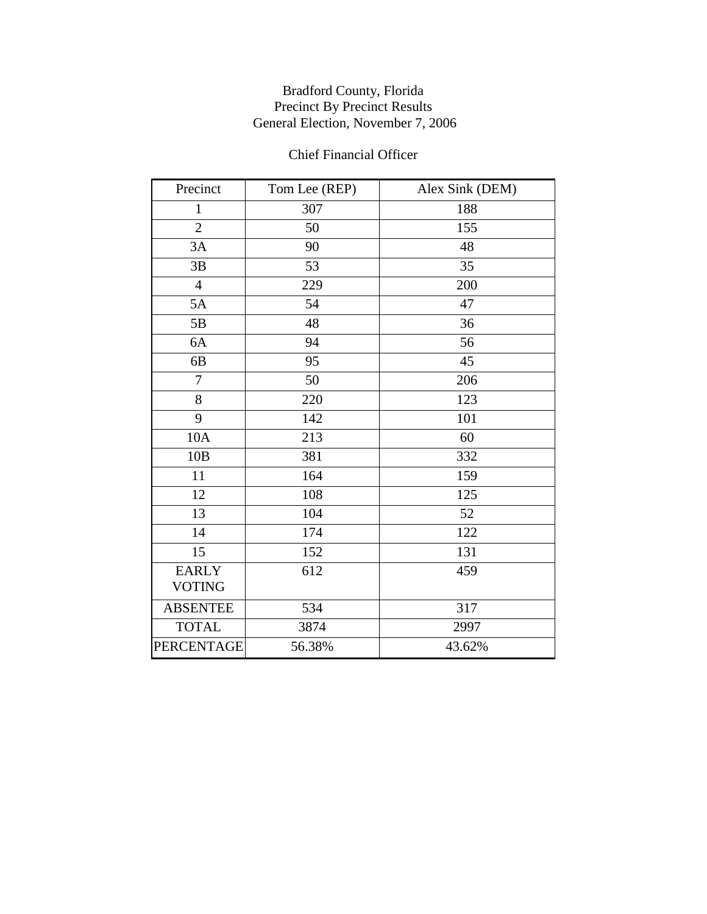Bradford County, Florida
Precinct By Precinct Results
General Election, November 7, 2006

Chief Financial Officer

| Precinct | Tom Lee (REP) | Alex Sink (DEM) |
| --- | --- | --- |
| 1 | 307 | 188 |
| 2 | 50 | 155 |
| 3A | 90 | 48 |
| 3B | 53 | 35 |
| 4 | 229 | 200 |
| 5A | 54 | 47 |
| 5B | 48 | 36 |
| 6A | 94 | 56 |
| 6B | 95 | 45 |
| 7 | 50 | 206 |
| 8 | 220 | 123 |
| 9 | 142 | 101 |
| 10A | 213 | 60 |
| 10B | 381 | 332 |
| 11 | 164 | 159 |
| 12 | 108 | 125 |
| 13 | 104 | 52 |
| 14 | 174 | 122 |
| 15 | 152 | 131 |
| EARLY VOTING | 612 | 459 |
| ABSENTEE | 534 | 317 |
| TOTAL | 3874 | 2997 |
| PERCENTAGE | 56.38% | 43.62% |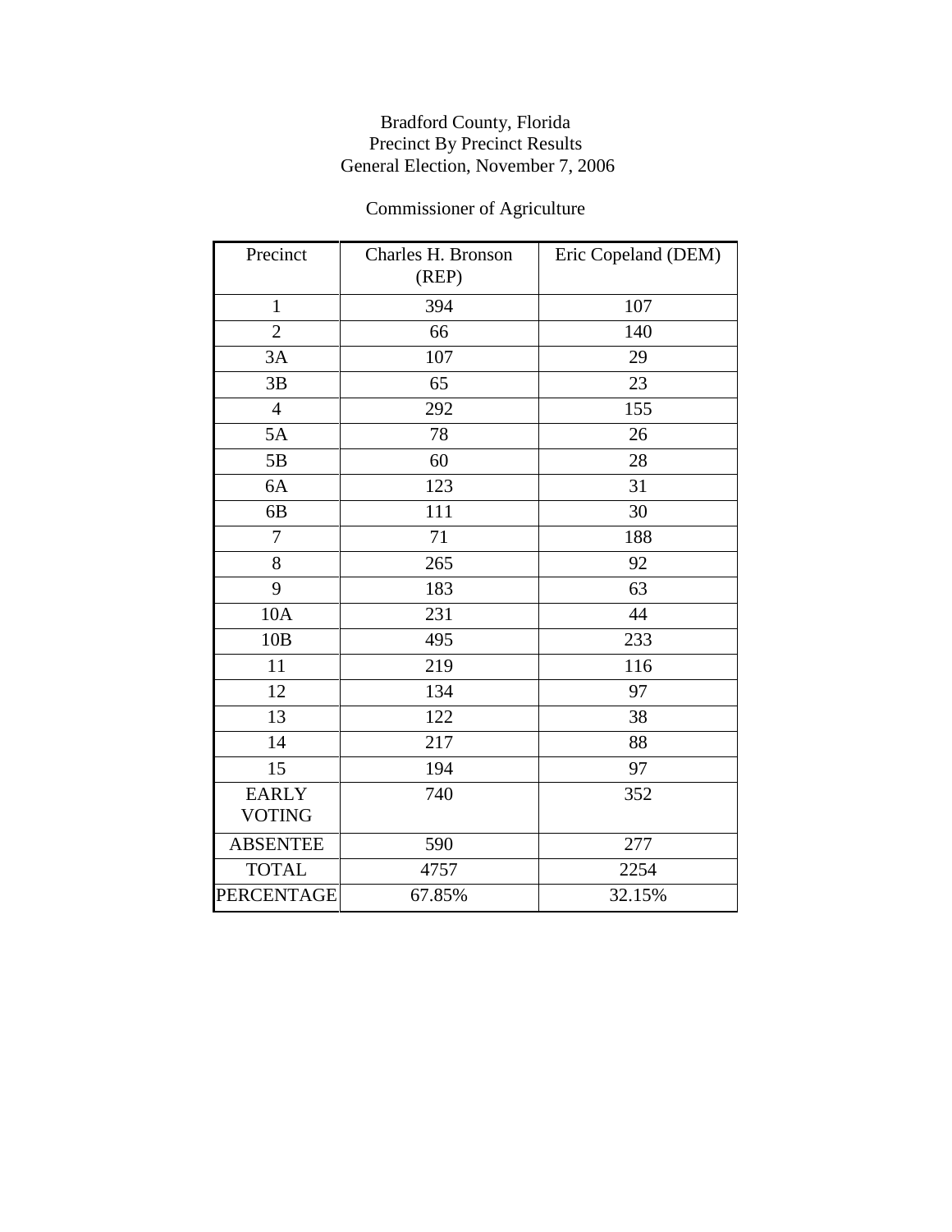# Bradford County, Florida
## Precinct By Precinct Results
## General Election, November 7, 2006

### Commissioner of Agriculture

| Precinct | Charles H. Bronson (REP) | Eric Copeland (DEM) |
|---|---|---|
| 1 | 394 | 107 |
| 2 | 66 | 140 |
| 3A | 107 | 29 |
| 3B | 65 | 23 |
| 4 | 292 | 155 |
| 5A | 78 | 26 |
| 5B | 60 | 28 |
| 6A | 123 | 31 |
| 6B | 111 | 30 |
| 7 | 71 | 188 |
| 8 | 265 | 92 |
| 9 | 183 | 63 |
| 10A | 231 | 44 |
| 10B | 495 | 233 |
| 11 | 219 | 116 |
| 12 | 134 | 97 |
| 13 | 122 | 38 |
| 14 | 217 | 88 |
| 15 | 194 | 97 |
| EARLY VOTING | 740 | 352 |
| ABSENTEE | 590 | 277 |
| TOTAL | 4757 | 2254 |
| PERCENTAGE | 67.85% | 32.15% |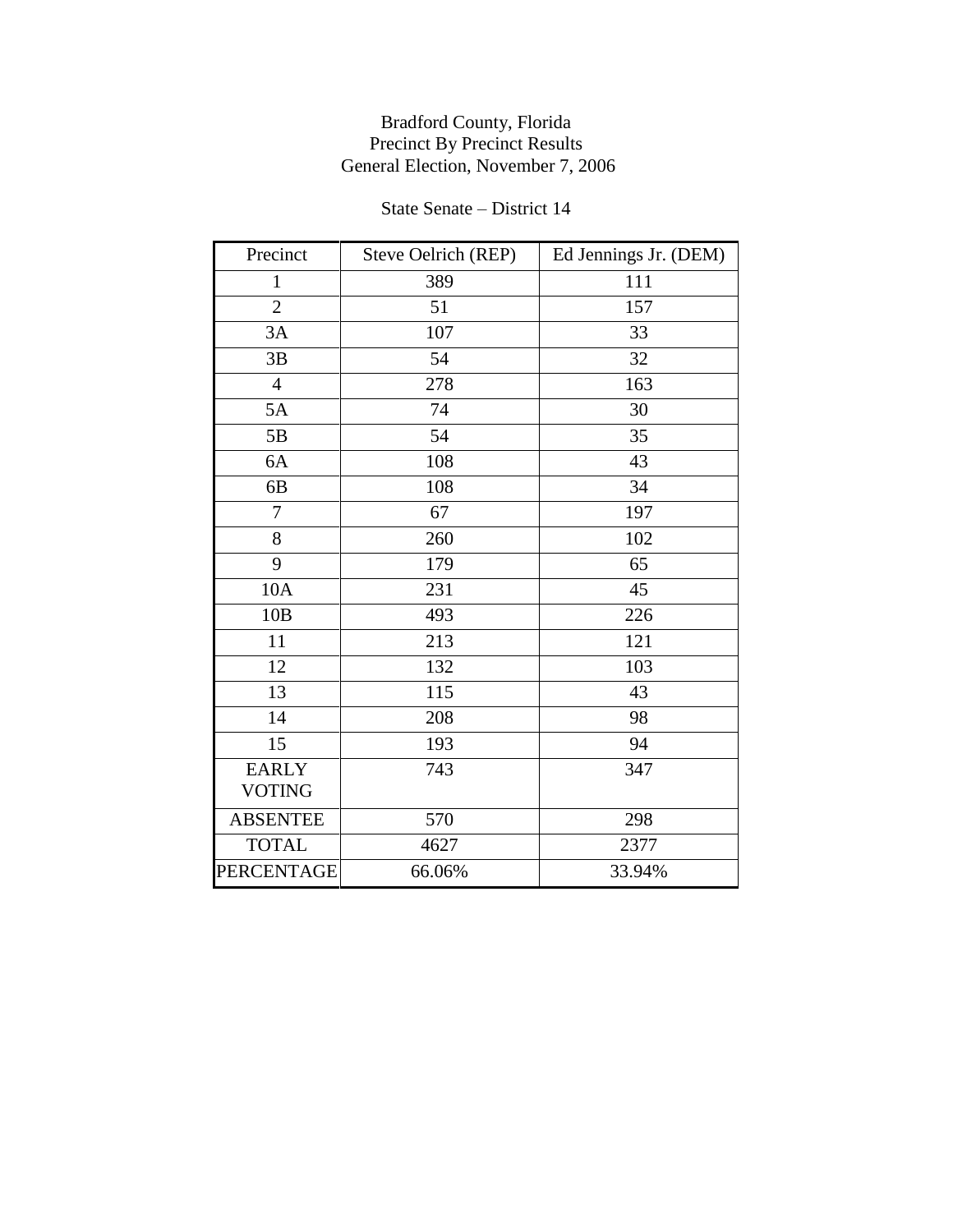Bradford County, Florida
Precinct By Precinct Results
General Election, November 7, 2006

State Senate – District 14

| Precinct | Steve Oelrich (REP) | Ed Jennings Jr. (DEM) |
|---|---|---|
| 1 | 389 | 111 |
| 2 | 51 | 157 |
| 3A | 107 | 33 |
| 3B | 54 | 32 |
| 4 | 278 | 163 |
| 5A | 74 | 30 |
| 5B | 54 | 35 |
| 6A | 108 | 43 |
| 6B | 108 | 34 |
| 7 | 67 | 197 |
| 8 | 260 | 102 |
| 9 | 179 | 65 |
| 10A | 231 | 45 |
| 10B | 493 | 226 |
| 11 | 213 | 121 |
| 12 | 132 | 103 |
| 13 | 115 | 43 |
| 14 | 208 | 98 |
| 15 | 193 | 94 |
| EARLY VOTING | 743 | 347 |
| ABSENTEE | 570 | 298 |
| TOTAL | 4627 | 2377 |
| PERCENTAGE | 66.06% | 33.94% |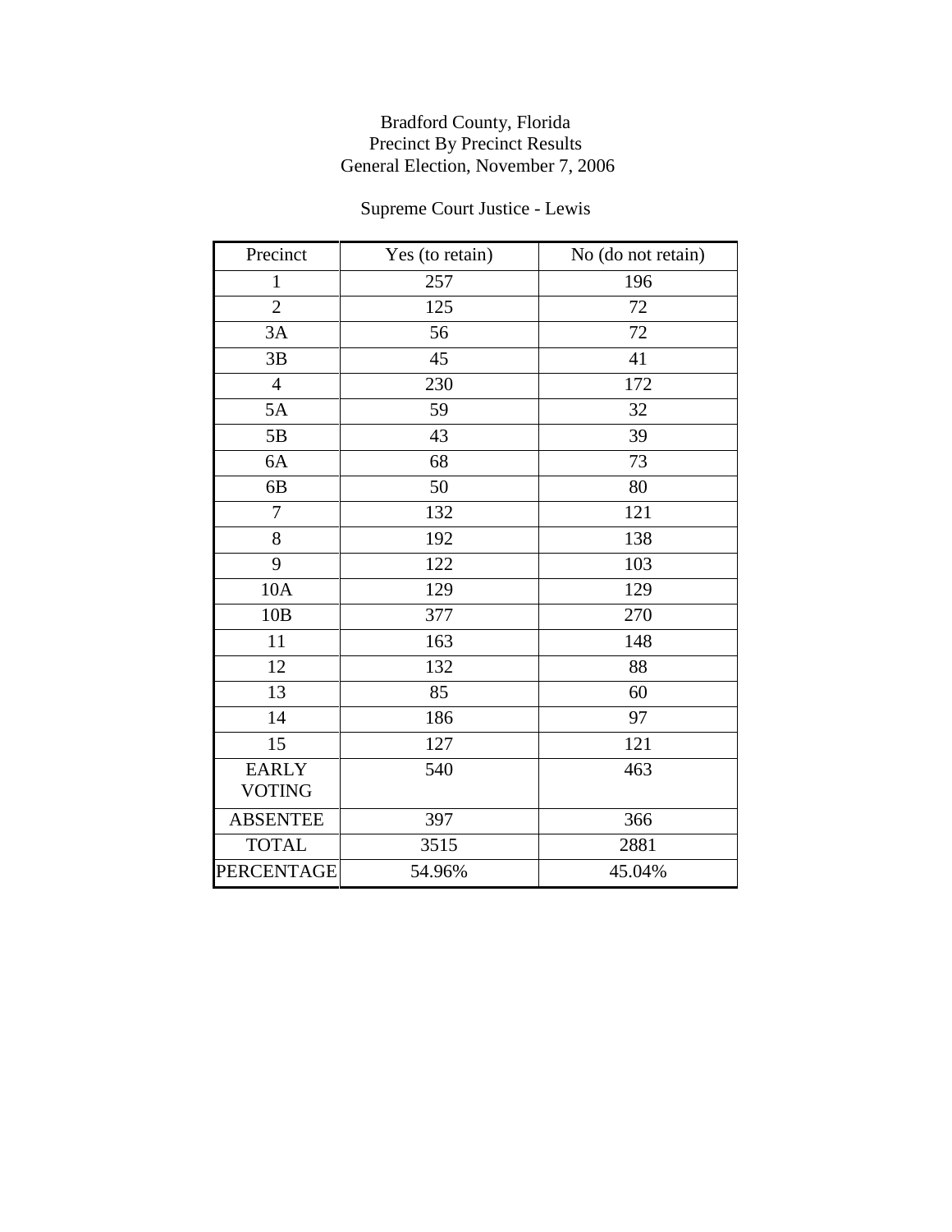Bradford County, Florida
Precinct By Precinct Results
General Election, November 7, 2006

Supreme Court Justice - Lewis

| Precinct | Yes (to retain) | No (do not retain) |
|---|---|---|
| 1 | 257 | 196 |
| 2 | 125 | 72 |
| 3A | 56 | 72 |
| 3B | 45 | 41 |
| 4 | 230 | 172 |
| 5A | 59 | 32 |
| 5B | 43 | 39 |
| 6A | 68 | 73 |
| 6B | 50 | 80 |
| 7 | 132 | 121 |
| 8 | 192 | 138 |
| 9 | 122 | 103 |
| 10A | 129 | 129 |
| 10B | 377 | 270 |
| 11 | 163 | 148 |
| 12 | 132 | 88 |
| 13 | 85 | 60 |
| 14 | 186 | 97 |
| 15 | 127 | 121 |
| EARLY VOTING | 540 | 463 |
| ABSENTEE | 397 | 366 |
| TOTAL | 3515 | 2881 |
| PERCENTAGE | 54.96% | 45.04% |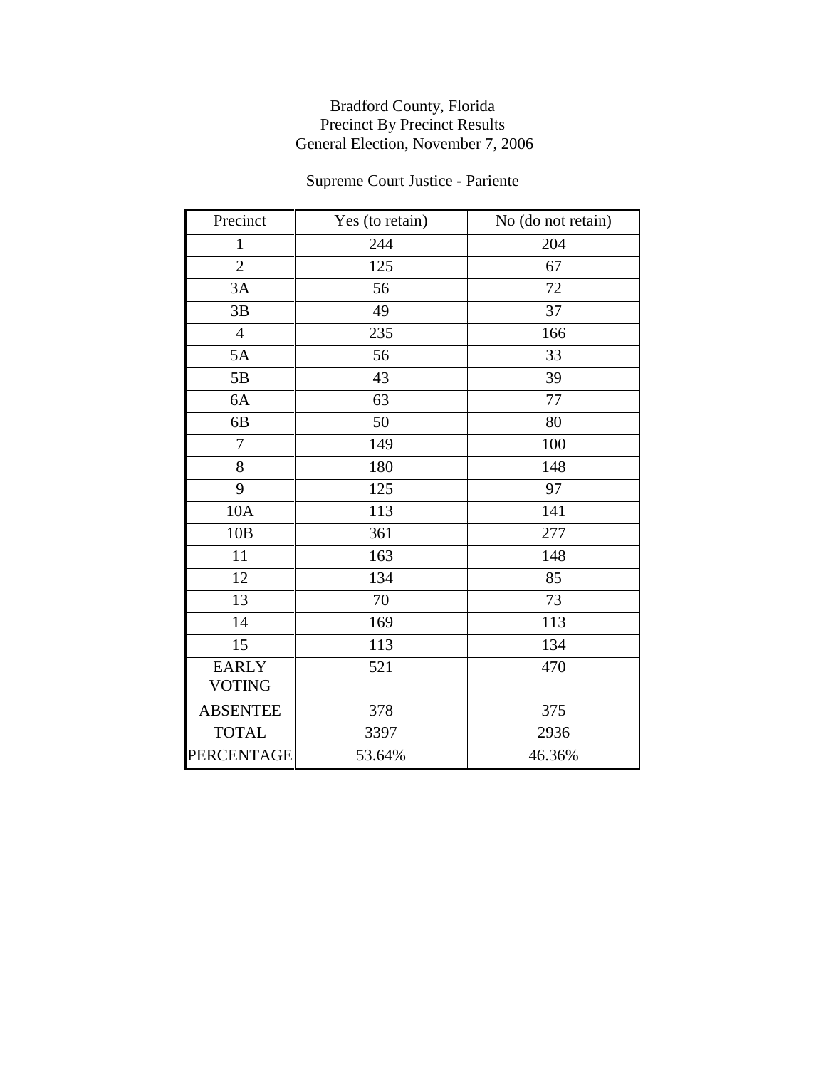Bradford County, Florida
Precinct By Precinct Results
General Election, November 7, 2006

Supreme Court Justice - Pariente

| Precinct | Yes (to retain) | No (do not retain) |
|---|---|---|
| 1 | 244 | 204 |
| 2 | 125 | 67 |
| 3A | 56 | 72 |
| 3B | 49 | 37 |
| 4 | 235 | 166 |
| 5A | 56 | 33 |
| 5B | 43 | 39 |
| 6A | 63 | 77 |
| 6B | 50 | 80 |
| 7 | 149 | 100 |
| 8 | 180 | 148 |
| 9 | 125 | 97 |
| 10A | 113 | 141 |
| 10B | 361 | 277 |
| 11 | 163 | 148 |
| 12 | 134 | 85 |
| 13 | 70 | 73 |
| 14 | 169 | 113 |
| 15 | 113 | 134 |
| EARLY VOTING | 521 | 470 |
| ABSENTEE | 378 | 375 |
| TOTAL | 3397 | 2936 |
| PERCENTAGE | 53.64% | 46.36% |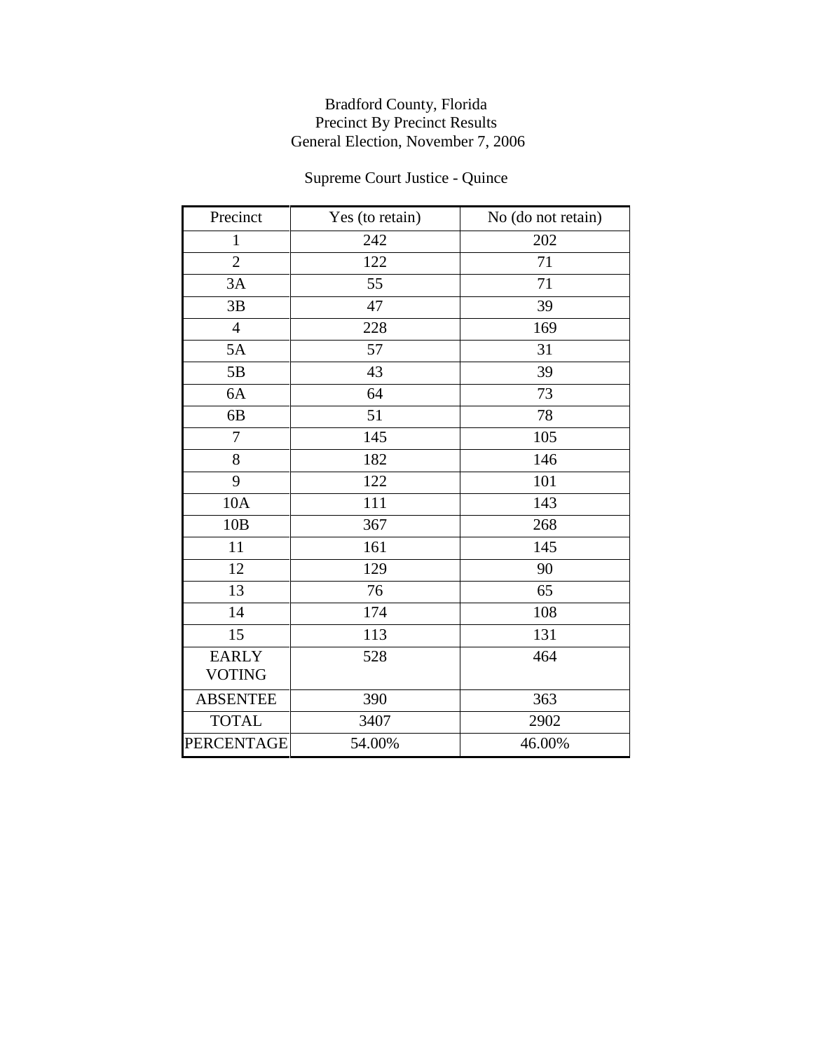Bradford County, Florida
Precinct By Precinct Results
General Election, November 7, 2006

Supreme Court Justice - Quince

| Precinct | Yes (to retain) | No (do not retain) |
|---|---|---|
| 1 | 242 | 202 |
| 2 | 122 | 71 |
| 3A | 55 | 71 |
| 3B | 47 | 39 |
| 4 | 228 | 169 |
| 5A | 57 | 31 |
| 5B | 43 | 39 |
| 6A | 64 | 73 |
| 6B | 51 | 78 |
| 7 | 145 | 105 |
| 8 | 182 | 146 |
| 9 | 122 | 101 |
| 10A | 111 | 143 |
| 10B | 367 | 268 |
| 11 | 161 | 145 |
| 12 | 129 | 90 |
| 13 | 76 | 65 |
| 14 | 174 | 108 |
| 15 | 113 | 131 |
| EARLY VOTING | 528 | 464 |
| ABSENTEE | 390 | 363 |
| TOTAL | 3407 | 2902 |
| PERCENTAGE | 54.00% | 46.00% |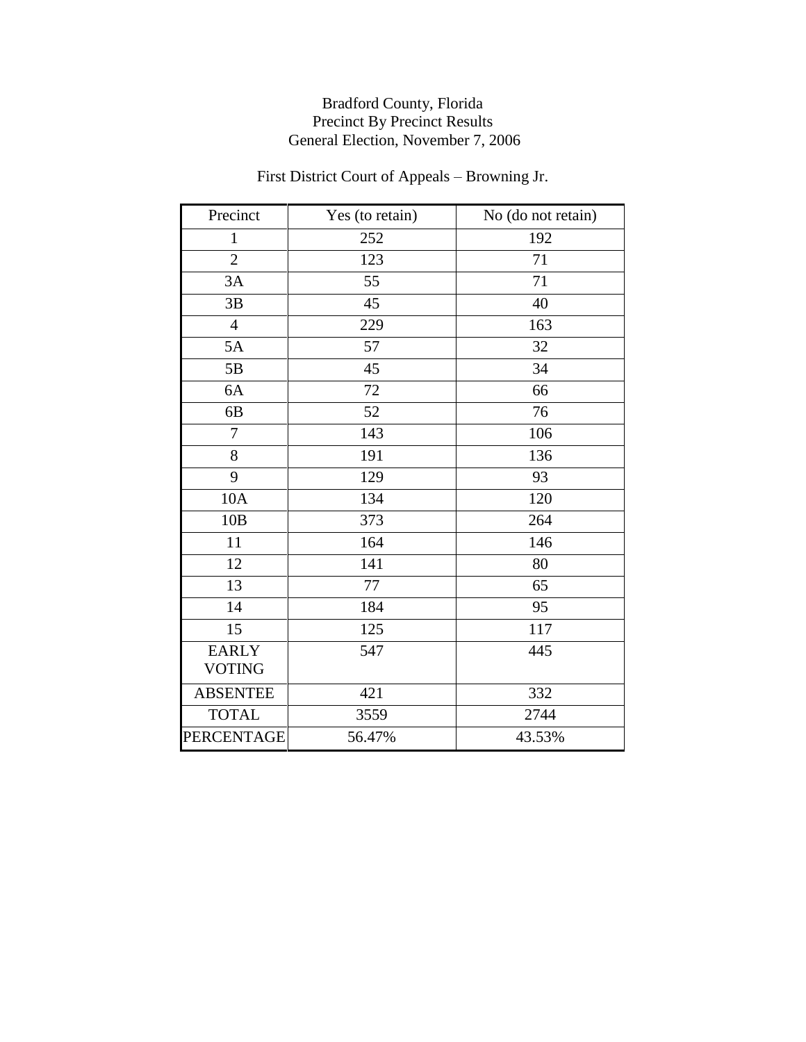Bradford County, Florida
Precinct By Precinct Results
General Election, November 7, 2006

First District Court of Appeals – Browning Jr.

| Precinct | Yes (to retain) | No (do not retain) |
|---|---|---|
| 1 | 252 | 192 |
| 2 | 123 | 71 |
| 3A | 55 | 71 |
| 3B | 45 | 40 |
| 4 | 229 | 163 |
| 5A | 57 | 32 |
| 5B | 45 | 34 |
| 6A | 72 | 66 |
| 6B | 52 | 76 |
| 7 | 143 | 106 |
| 8 | 191 | 136 |
| 9 | 129 | 93 |
| 10A | 134 | 120 |
| 10B | 373 | 264 |
| 11 | 164 | 146 |
| 12 | 141 | 80 |
| 13 | 77 | 65 |
| 14 | 184 | 95 |
| 15 | 125 | 117 |
| EARLY VOTING | 547 | 445 |
| ABSENTEE | 421 | 332 |
| TOTAL | 3559 | 2744 |
| PERCENTAGE | 56.47% | 43.53% |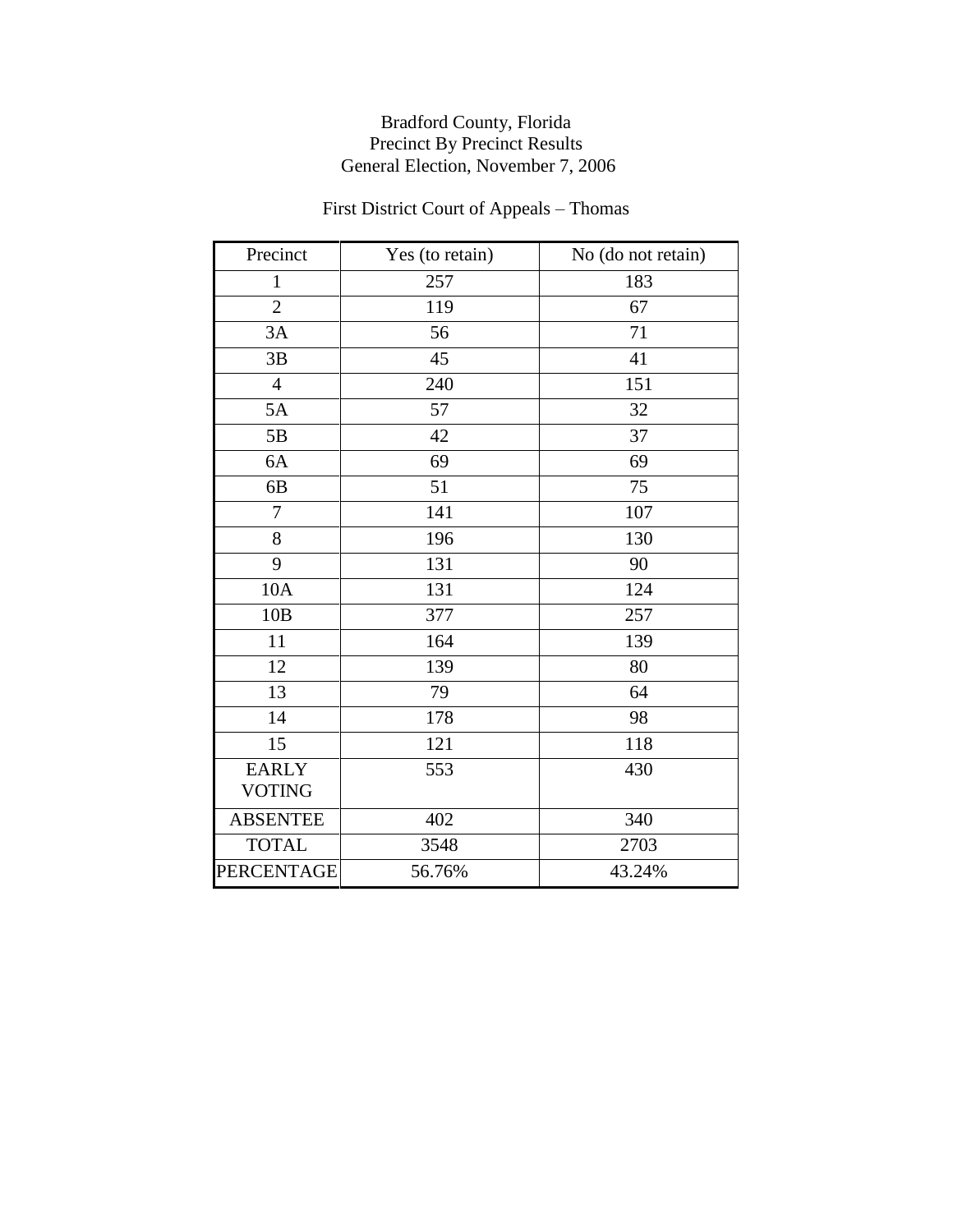Bradford County, Florida
Precinct By Precinct Results
General Election, November 7, 2006

First District Court of Appeals – Thomas

| Precinct | Yes (to retain) | No (do not retain) |
|---|---|---|
| 1 | 257 | 183 |
| 2 | 119 | 67 |
| 3A | 56 | 71 |
| 3B | 45 | 41 |
| 4 | 240 | 151 |
| 5A | 57 | 32 |
| 5B | 42 | 37 |
| 6A | 69 | 69 |
| 6B | 51 | 75 |
| 7 | 141 | 107 |
| 8 | 196 | 130 |
| 9 | 131 | 90 |
| 10A | 131 | 124 |
| 10B | 377 | 257 |
| 11 | 164 | 139 |
| 12 | 139 | 80 |
| 13 | 79 | 64 |
| 14 | 178 | 98 |
| 15 | 121 | 118 |
| EARLY VOTING | 553 | 430 |
| ABSENTEE | 402 | 340 |
| TOTAL | 3548 | 2703 |
| PERCENTAGE | 56.76% | 43.24% |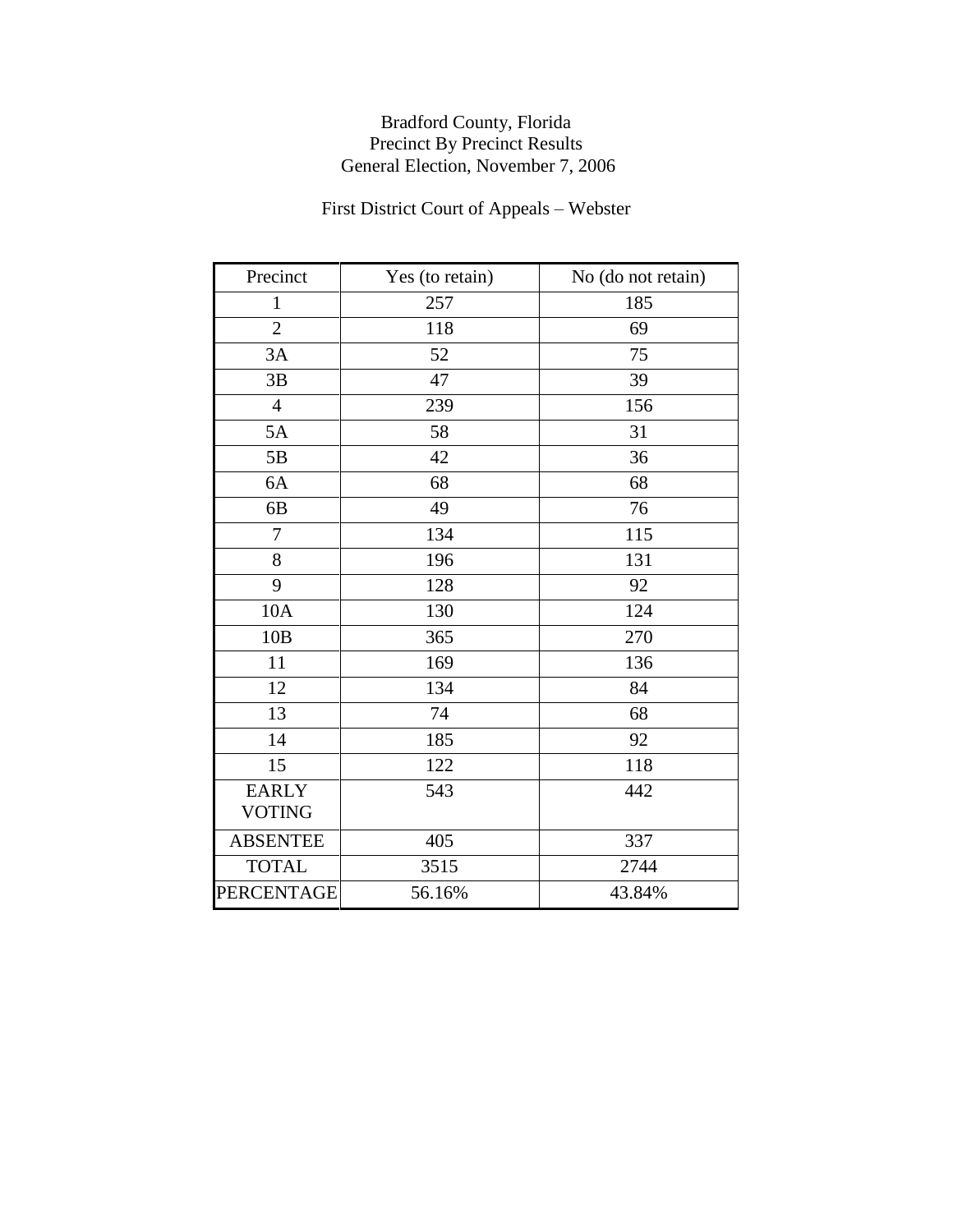Bradford County, Florida
Precinct By Precinct Results
General Election, November 7, 2006

First District Court of Appeals – Webster

| Precinct | Yes (to retain) | No (do not retain) |
|---|---|---|
| 1 | 257 | 185 |
| 2 | 118 | 69 |
| 3A | 52 | 75 |
| 3B | 47 | 39 |
| 4 | 239 | 156 |
| 5A | 58 | 31 |
| 5B | 42 | 36 |
| 6A | 68 | 68 |
| 6B | 49 | 76 |
| 7 | 134 | 115 |
| 8 | 196 | 131 |
| 9 | 128 | 92 |
| 10A | 130 | 124 |
| 10B | 365 | 270 |
| 11 | 169 | 136 |
| 12 | 134 | 84 |
| 13 | 74 | 68 |
| 14 | 185 | 92 |
| 15 | 122 | 118 |
| EARLY VOTING | 543 | 442 |
| ABSENTEE | 405 | 337 |
| TOTAL | 3515 | 2744 |
| PERCENTAGE | 56.16% | 43.84% |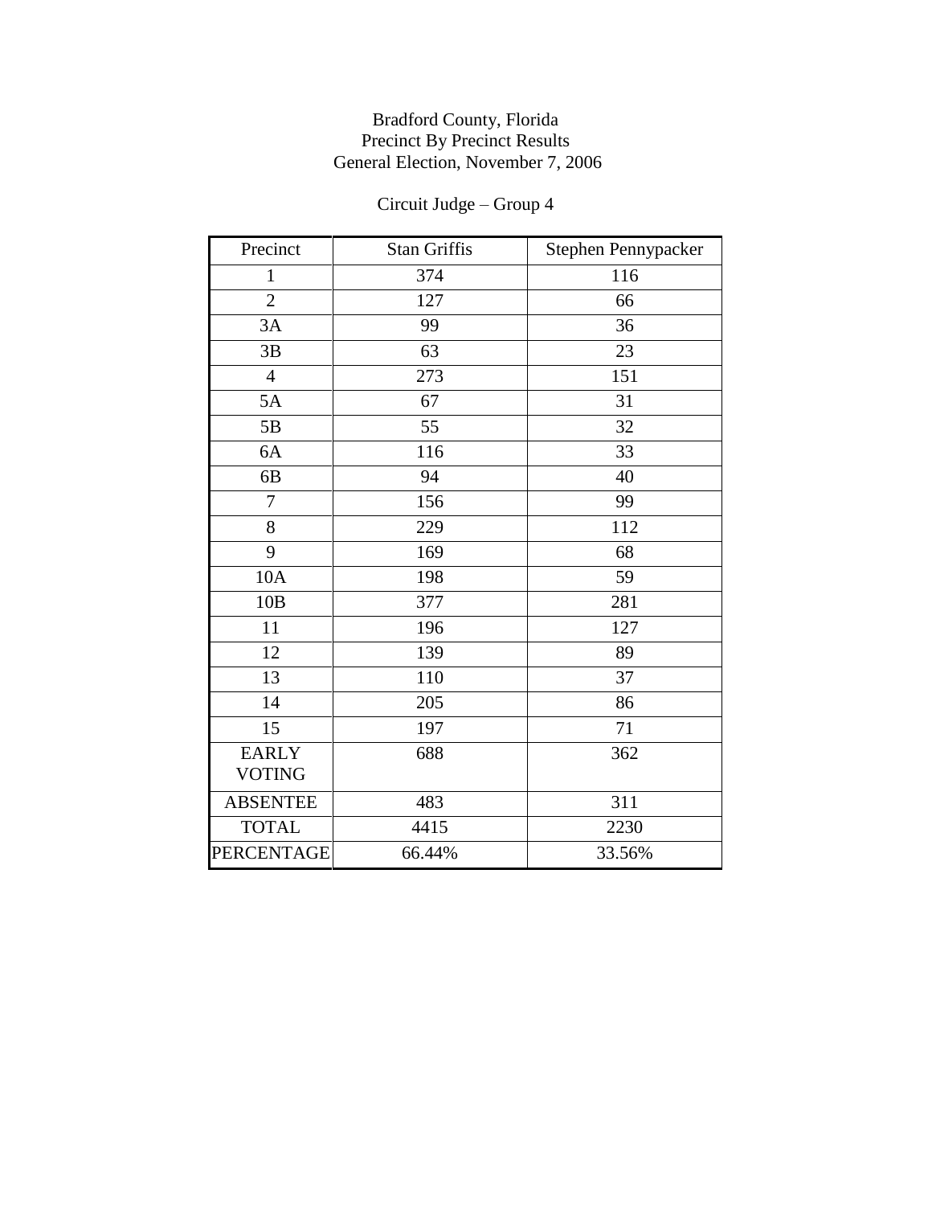Bradford County, Florida
Precinct By Precinct Results
General Election, November 7, 2006

Circuit Judge – Group 4

| Precinct | Stan Griffis | Stephen Pennypacker |
|---|---|---|
| 1 | 374 | 116 |
| 2 | 127 | 66 |
| 3A | 99 | 36 |
| 3B | 63 | 23 |
| 4 | 273 | 151 |
| 5A | 67 | 31 |
| 5B | 55 | 32 |
| 6A | 116 | 33 |
| 6B | 94 | 40 |
| 7 | 156 | 99 |
| 8 | 229 | 112 |
| 9 | 169 | 68 |
| 10A | 198 | 59 |
| 10B | 377 | 281 |
| 11 | 196 | 127 |
| 12 | 139 | 89 |
| 13 | 110 | 37 |
| 14 | 205 | 86 |
| 15 | 197 | 71 |
| EARLY VOTING | 688 | 362 |
| ABSENTEE | 483 | 311 |
| TOTAL | 4415 | 2230 |
| PERCENTAGE | 66.44% | 33.56% |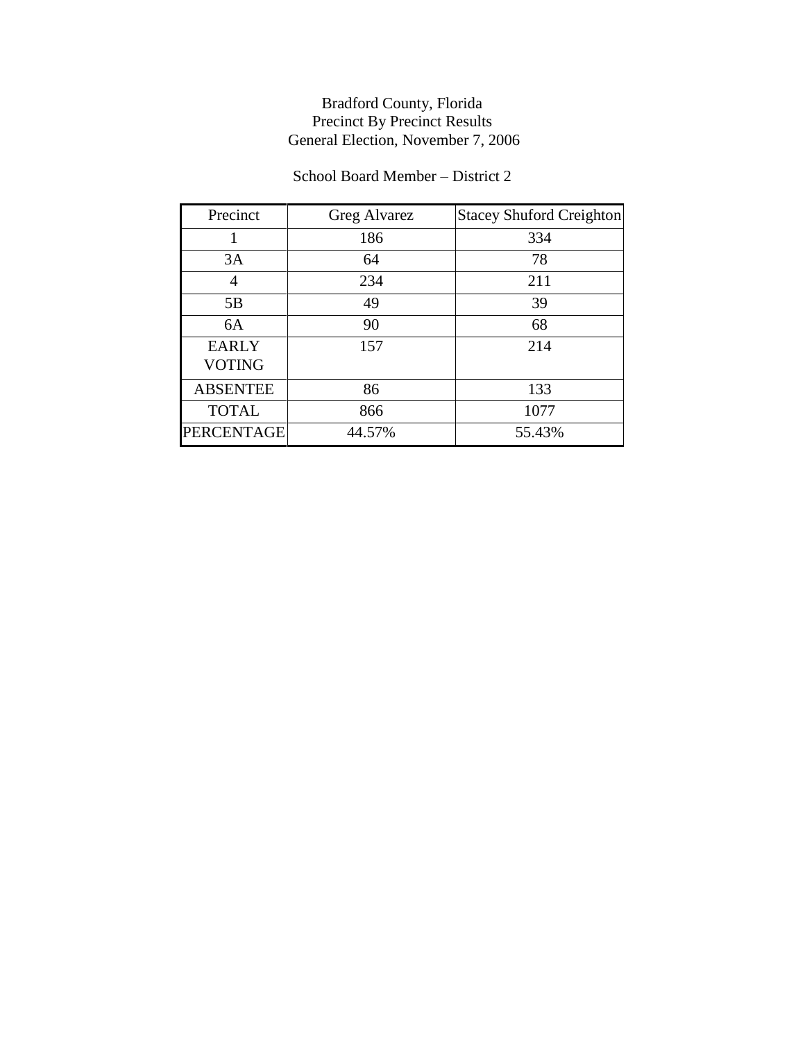Bradford County, Florida
Precinct By Precinct Results
General Election, November 7, 2006

School Board Member – District 2

| Precinct | Greg Alvarez | Stacey Shuford Creighton |
|---|---|---|
| 1 | 186 | 334 |
| 3A | 64 | 78 |
| 4 | 234 | 211 |
| 5B | 49 | 39 |
| 6A | 90 | 68 |
| EARLY VOTING | 157 | 214 |
| ABSENTEE | 86 | 133 |
| TOTAL | 866 | 1077 |
| PERCENTAGE | 44.57% | 55.43% |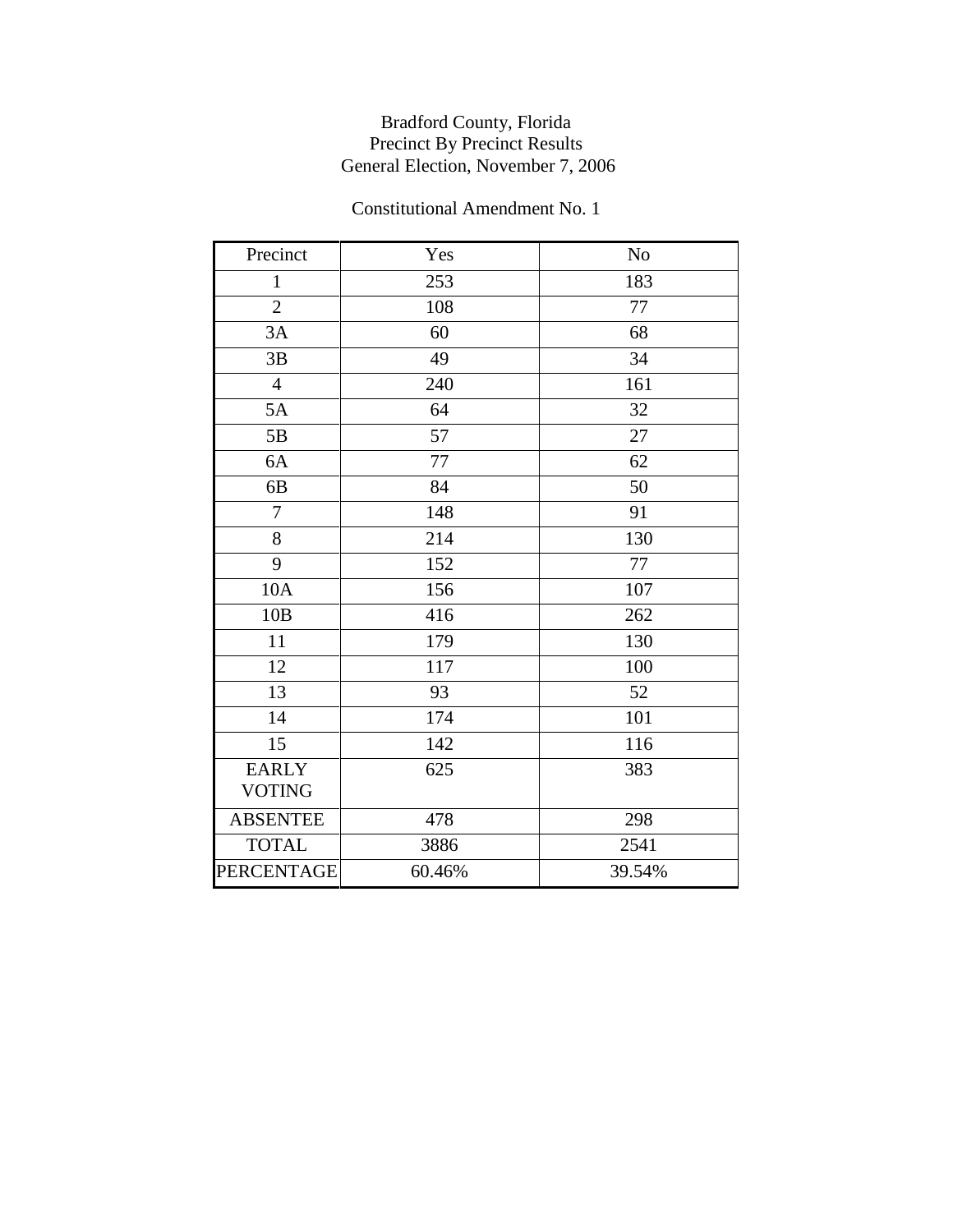Bradford County, Florida
Precinct By Precinct Results
General Election, November 7, 2006

Constitutional Amendment No. 1

| Precinct | Yes | No |
|---|---|---|
| 1 | 253 | 183 |
| 2 | 108 | 77 |
| 3A | 60 | 68 |
| 3B | 49 | 34 |
| 4 | 240 | 161 |
| 5A | 64 | 32 |
| 5B | 57 | 27 |
| 6A | 77 | 62 |
| 6B | 84 | 50 |
| 7 | 148 | 91 |
| 8 | 214 | 130 |
| 9 | 152 | 77 |
| 10A | 156 | 107 |
| 10B | 416 | 262 |
| 11 | 179 | 130 |
| 12 | 117 | 100 |
| 13 | 93 | 52 |
| 14 | 174 | 101 |
| 15 | 142 | 116 |
| EARLY VOTING | 625 | 383 |
| ABSENTEE | 478 | 298 |
| TOTAL | 3886 | 2541 |
| PERCENTAGE | 60.46% | 39.54% |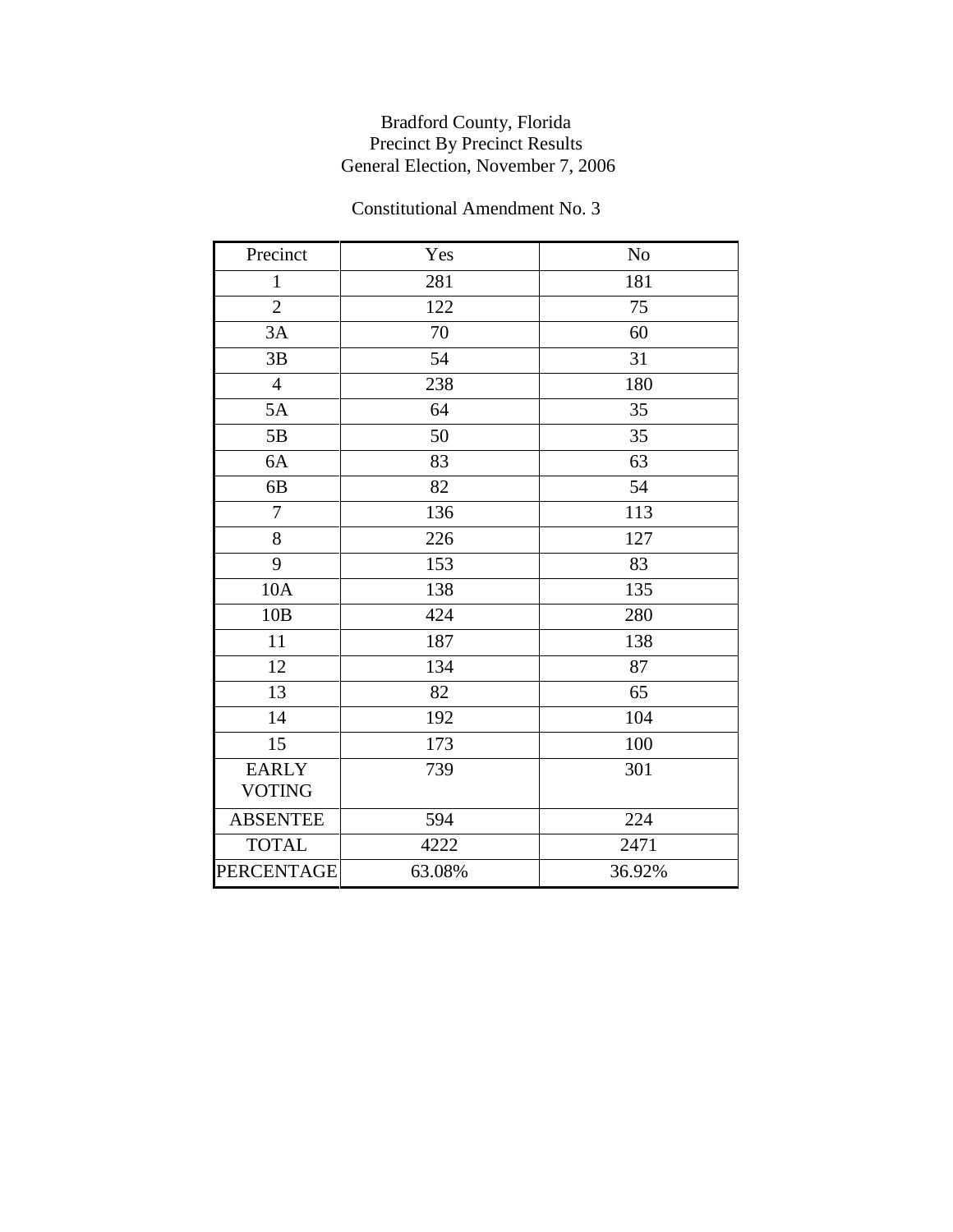Bradford County, Florida
Precinct By Precinct Results
General Election, November 7, 2006

Constitutional Amendment No. 3

| Precinct | Yes | No |
|---|---|---|
| 1 | 281 | 181 |
| 2 | 122 | 75 |
| 3A | 70 | 60 |
| 3B | 54 | 31 |
| 4 | 238 | 180 |
| 5A | 64 | 35 |
| 5B | 50 | 35 |
| 6A | 83 | 63 |
| 6B | 82 | 54 |
| 7 | 136 | 113 |
| 8 | 226 | 127 |
| 9 | 153 | 83 |
| 10A | 138 | 135 |
| 10B | 424 | 280 |
| 11 | 187 | 138 |
| 12 | 134 | 87 |
| 13 | 82 | 65 |
| 14 | 192 | 104 |
| 15 | 173 | 100 |
| EARLY VOTING | 739 | 301 |
| ABSENTEE | 594 | 224 |
| TOTAL | 4222 | 2471 |
| PERCENTAGE | 63.08% | 36.92% |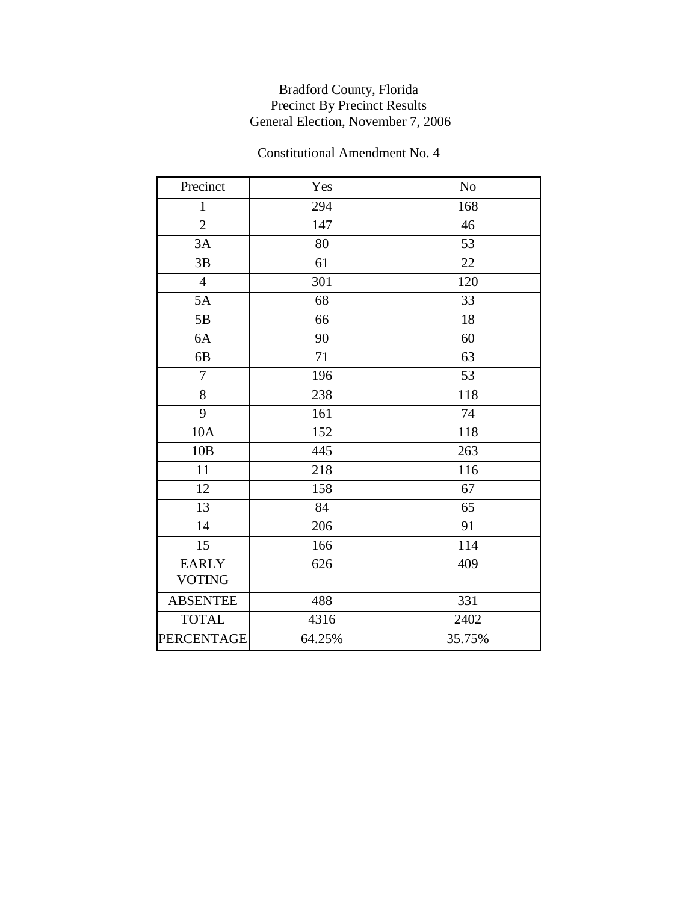Bradford County, Florida
Precinct By Precinct Results
General Election, November 7, 2006

Constitutional Amendment No. 4

| Precinct | Yes | No |
|---|---|---|
| 1 | 294 | 168 |
| 2 | 147 | 46 |
| 3A | 80 | 53 |
| 3B | 61 | 22 |
| 4 | 301 | 120 |
| 5A | 68 | 33 |
| 5B | 66 | 18 |
| 6A | 90 | 60 |
| 6B | 71 | 63 |
| 7 | 196 | 53 |
| 8 | 238 | 118 |
| 9 | 161 | 74 |
| 10A | 152 | 118 |
| 10B | 445 | 263 |
| 11 | 218 | 116 |
| 12 | 158 | 67 |
| 13 | 84 | 65 |
| 14 | 206 | 91 |
| 15 | 166 | 114 |
| EARLY VOTING | 626 | 409 |
| ABSENTEE | 488 | 331 |
| TOTAL | 4316 | 2402 |
| PERCENTAGE | 64.25% | 35.75% |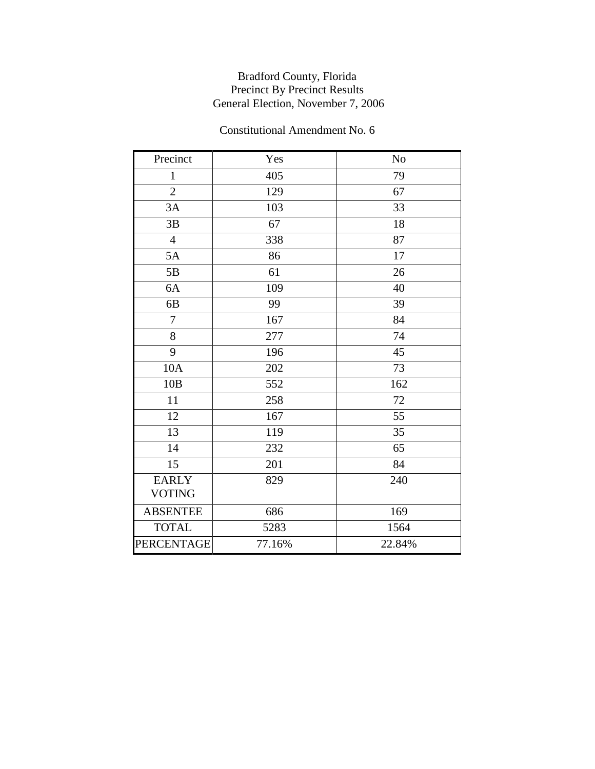Bradford County, Florida
Precinct By Precinct Results
General Election, November 7, 2006

Constitutional Amendment No. 6

| Precinct | Yes | No |
|---|---|---|
| 1 | 405 | 79 |
| 2 | 129 | 67 |
| 3A | 103 | 33 |
| 3B | 67 | 18 |
| 4 | 338 | 87 |
| 5A | 86 | 17 |
| 5B | 61 | 26 |
| 6A | 109 | 40 |
| 6B | 99 | 39 |
| 7 | 167 | 84 |
| 8 | 277 | 74 |
| 9 | 196 | 45 |
| 10A | 202 | 73 |
| 10B | 552 | 162 |
| 11 | 258 | 72 |
| 12 | 167 | 55 |
| 13 | 119 | 35 |
| 14 | 232 | 65 |
| 15 | 201 | 84 |
| EARLY VOTING | 829 | 240 |
| ABSENTEE | 686 | 169 |
| TOTAL | 5283 | 1564 |
| PERCENTAGE | 77.16% | 22.84% |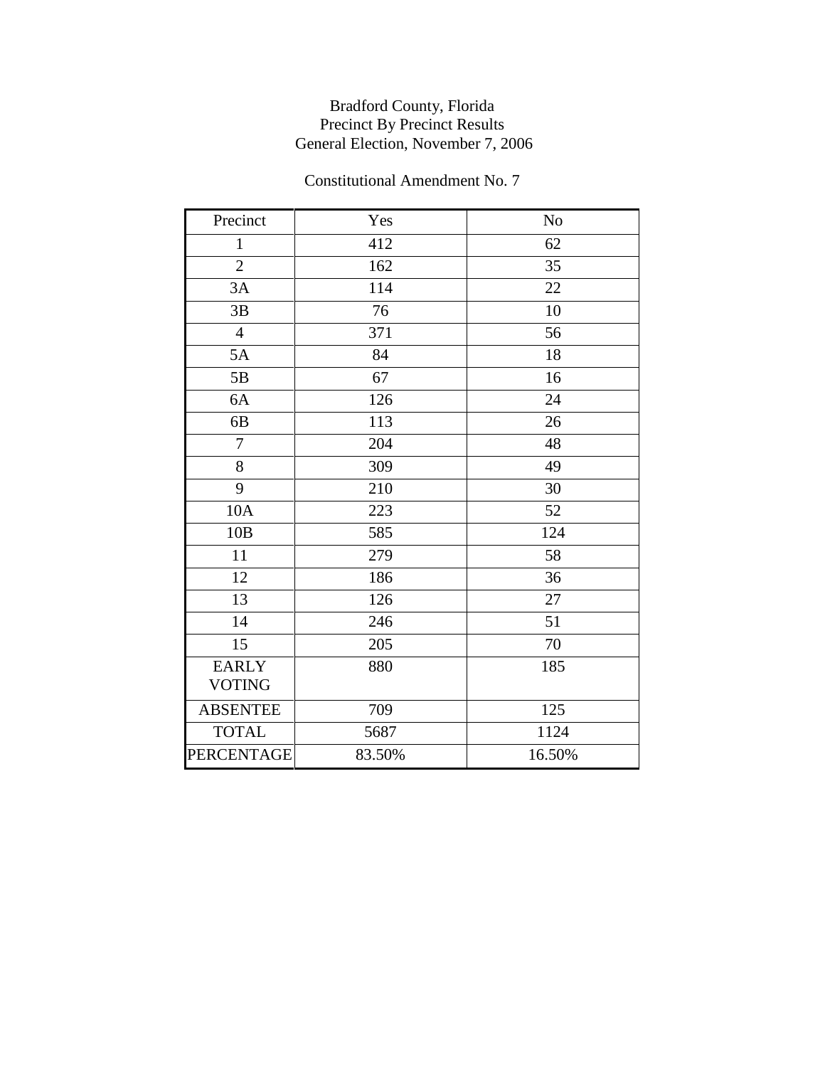Bradford County, Florida
Precinct By Precinct Results
General Election, November 7, 2006

Constitutional Amendment No. 7

| Precinct | Yes | No |
|---|---|---|
| 1 | 412 | 62 |
| 2 | 162 | 35 |
| 3A | 114 | 22 |
| 3B | 76 | 10 |
| 4 | 371 | 56 |
| 5A | 84 | 18 |
| 5B | 67 | 16 |
| 6A | 126 | 24 |
| 6B | 113 | 26 |
| 7 | 204 | 48 |
| 8 | 309 | 49 |
| 9 | 210 | 30 |
| 10A | 223 | 52 |
| 10B | 585 | 124 |
| 11 | 279 | 58 |
| 12 | 186 | 36 |
| 13 | 126 | 27 |
| 14 | 246 | 51 |
| 15 | 205 | 70 |
| EARLY VOTING | 880 | 185 |
| ABSENTEE | 709 | 125 |
| TOTAL | 5687 | 1124 |
| PERCENTAGE | 83.50% | 16.50% |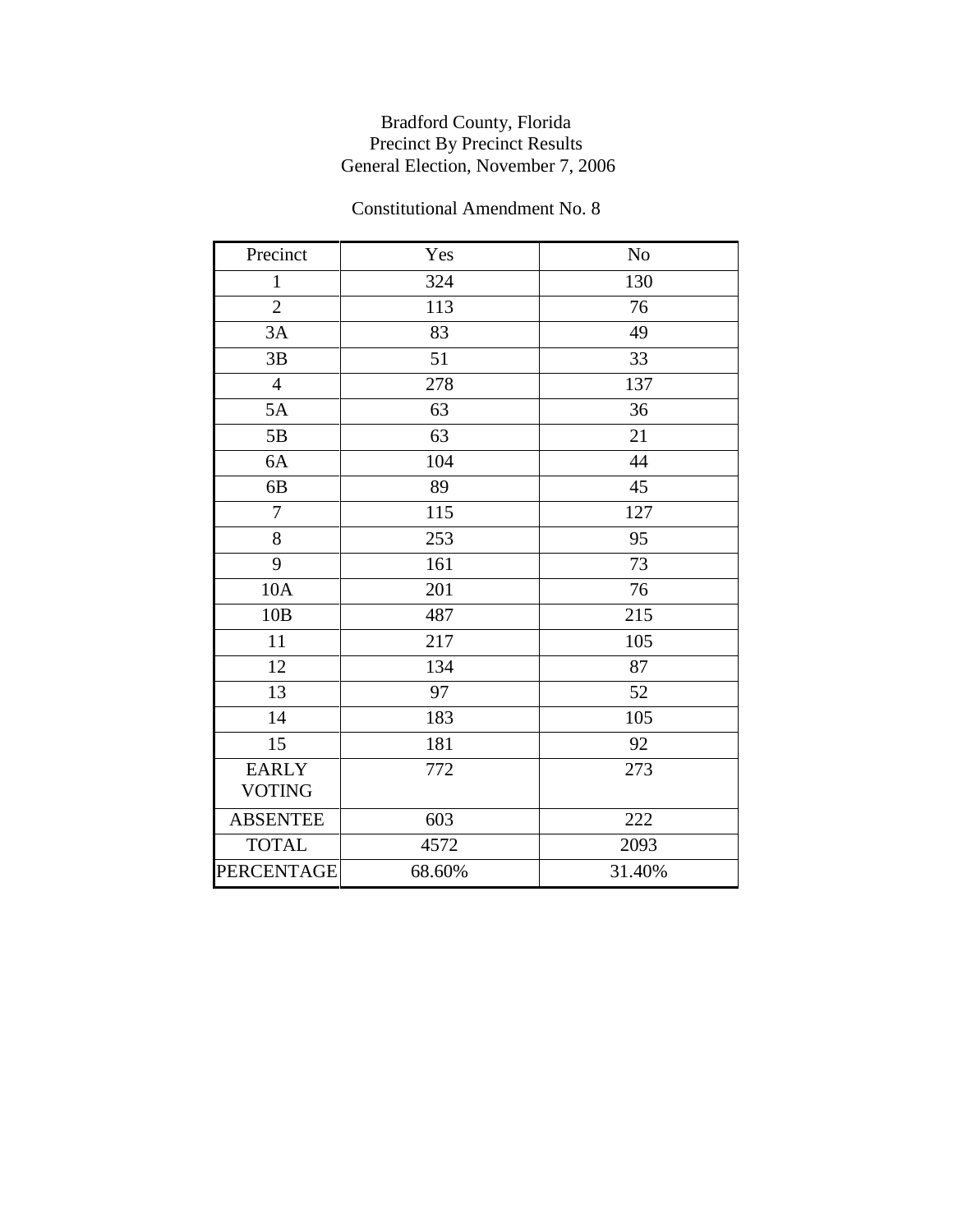Bradford County, Florida
Precinct By Precinct Results
General Election, November 7, 2006

Constitutional Amendment No. 8

| Precinct | Yes | No |
|---|---|---|
| 1 | 324 | 130 |
| 2 | 113 | 76 |
| 3A | 83 | 49 |
| 3B | 51 | 33 |
| 4 | 278 | 137 |
| 5A | 63 | 36 |
| 5B | 63 | 21 |
| 6A | 104 | 44 |
| 6B | 89 | 45 |
| 7 | 115 | 127 |
| 8 | 253 | 95 |
| 9 | 161 | 73 |
| 10A | 201 | 76 |
| 10B | 487 | 215 |
| 11 | 217 | 105 |
| 12 | 134 | 87 |
| 13 | 97 | 52 |
| 14 | 183 | 105 |
| 15 | 181 | 92 |
| EARLY VOTING | 772 | 273 |
| ABSENTEE | 603 | 222 |
| TOTAL | 4572 | 2093 |
| PERCENTAGE | 68.60% | 31.40% |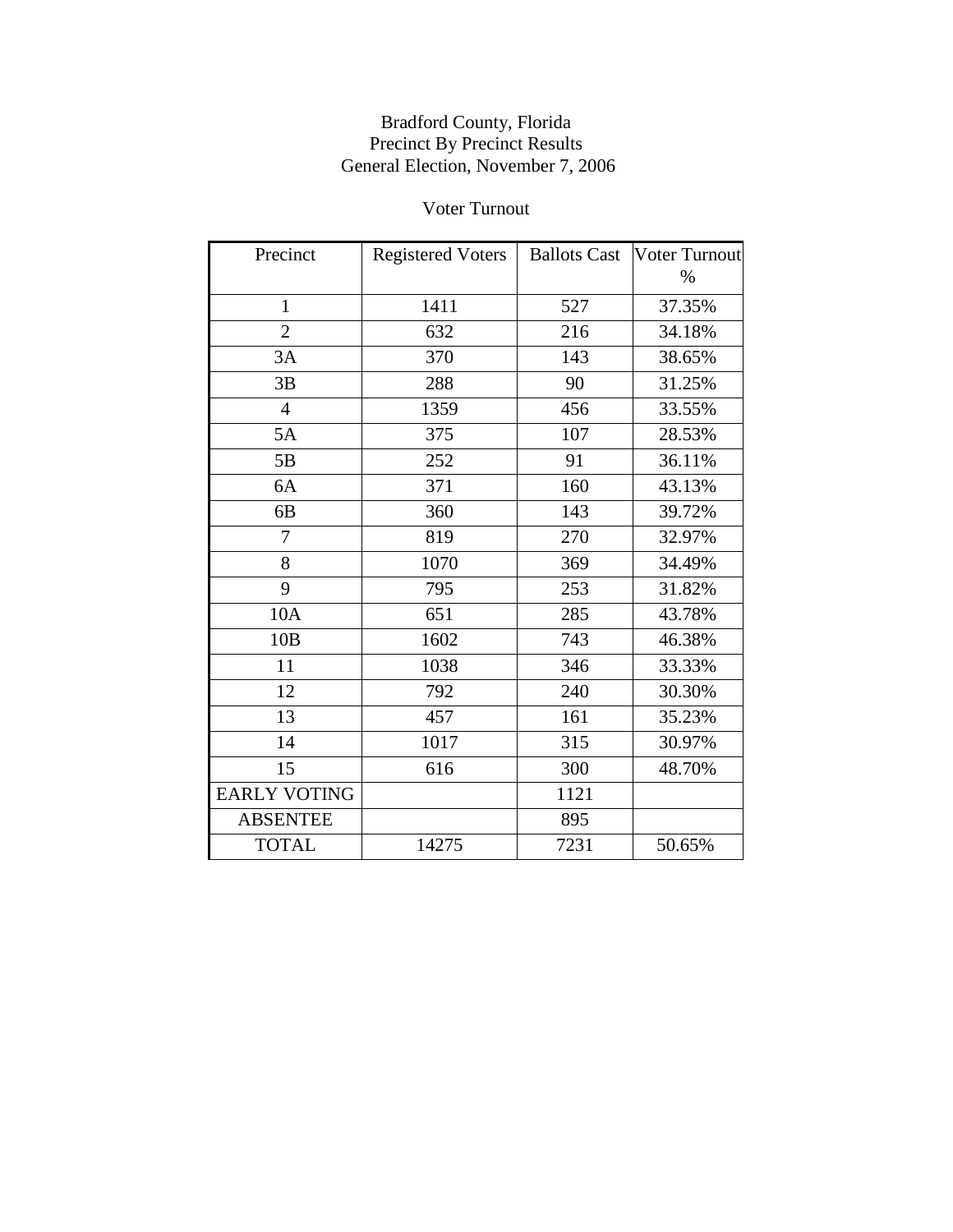Bradford County, Florida
Precinct By Precinct Results
General Election, November 7, 2006

Voter Turnout

| Precinct | Registered Voters | Ballots Cast | Voter Turnout % |
|---|---|---|---|
| 1 | 1411 | 527 | 37.35% |
| 2 | 632 | 216 | 34.18% |
| 3A | 370 | 143 | 38.65% |
| 3B | 288 | 90 | 31.25% |
| 4 | 1359 | 456 | 33.55% |
| 5A | 375 | 107 | 28.53% |
| 5B | 252 | 91 | 36.11% |
| 6A | 371 | 160 | 43.13% |
| 6B | 360 | 143 | 39.72% |
| 7 | 819 | 270 | 32.97% |
| 8 | 1070 | 369 | 34.49% |
| 9 | 795 | 253 | 31.82% |
| 10A | 651 | 285 | 43.78% |
| 10B | 1602 | 743 | 46.38% |
| 11 | 1038 | 346 | 33.33% |
| 12 | 792 | 240 | 30.30% |
| 13 | 457 | 161 | 35.23% |
| 14 | 1017 | 315 | 30.97% |
| 15 | 616 | 300 | 48.70% |
| EARLY VOTING | | 1121 | |
| ABSENTEE | | 895 | |
| TOTAL | 14275 | 7231 | 50.65% |